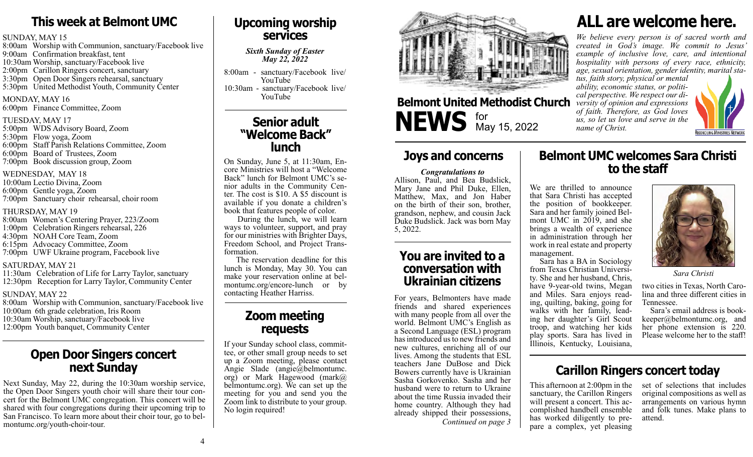# This week at Belmont UMC

SUNDAY, MAY 15
8:00am Worship with Communion, sanctuary/Facebook live
9:00am Confirmation breakfast, tent
10:30am Worship, sanctuary/Facebook live
2:00pm Carillon Ringers concert, sanctuary
3:30pm Open Door Singers rehearsal, sanctuary
5:30pm United Methodist Youth, Community Center

MONDAY, MAY 16
6:00pm Finance Committee, Zoom

TUESDAY, MAY 17
5:00pm WDS Advisory Board, Zoom
5:30pm Flow yoga, Zoom
6:00pm Staff Parish Relations Committee, Zoom
6:00pm Board of Trustees, Zoom
7:00pm Book discussion group, Zoom

WEDNESDAY, MAY 18
10:00am Lectio Divina, Zoom
6:00pm Gentle yoga, Zoom
7:00pm Sanctuary choir rehearsal, choir room

THURSDAY, MAY 19
8:00am Women's Centering Prayer, 223/Zoom
1:00pm Celebration Ringers rehearsal, 226
4:30pm NOAH Core Team, Zoom
6:15pm Advocacy Committee, Zoom
7:00pm UWF Ukraine program, Facebook live

SATURDAY, MAY 21
11:30am Celebration of Life for Larry Taylor, sanctuary
12:30pm Reception for Larry Taylor, Community Center

SUNDAY, MAY 22
8:00am Worship with Communion, sanctuary/Facebook live
10:00am 6th grade celebration, Iris Room
10:30am Worship, sanctuary/Facebook live
12:00pm Youth banquet, Community Center

## Open Door Singers concert next Sunday

Next Sunday, May 22, during the 10:30am worship service, the Open Door Singers youth choir will share their tour concert for the Belmont UMC congregation. This concert will be shared with four congregations during their upcoming trip to San Francisco. To learn more about their choir tour, go to belmontumc.org/youth-choir-tour.

## Upcoming worship services

*Sixth Sunday of Easter*
*May 22, 2022*

8:00am - sanctuary/Facebook live/YouTube
10:30am - sanctuary/Facebook live/YouTube

## Senior adult "Welcome Back" lunch

On Sunday, June 5, at 11:30am, Encore Ministries will host a "Welcome Back" lunch for Belmont UMC's senior adults in the Community Center. The cost is $10. A $5 discount is available if you donate a children's book that features people of color.

During the lunch, we will learn ways to volunteer, support, and pray for our ministries with Brighter Days, Freedom School, and Project Transformation.

The reservation deadline for this lunch is Monday, May 30. You can make your reservation online at belmontumc.org/encore-lunch or by contacting Heather Harriss.

## Zoom meeting requests

If your Sunday school class, committee, or other small group needs to set up a Zoom meeting, please contact Angie Slade (angie@belmontumc.org) or Mark Hagewood (mark@belmontumc.org). We can set up the meeting for you and send you the Zoom link to distribute to your group. No login required!

# Belmont United Methodist Church NEWS for May 15, 2022

# ALL are welcome here.

*We believe every person is of sacred worth and created in God's image. We commit to Jesus' example of inclusive love, care, and intentional hospitality with persons of every race, ethnicity, age, sexual orientation, gender identity, marital status, faith story, physical or mental ability, economic status, or political perspective. We respect our diversity of opinion and expressions of faith. Therefore, as God loves us, so let us love and serve in the name of Christ.*

RECONCILING MINISTRIES NETWORK

## Joys and concerns

***Congratulations to***
Allison, Paul, and Bea Budslick, Mary Jane and Phil Duke, Ellen, Matthew, Max, and Jon Haber on the birth of their son, brother, grandson, nephew, and cousin Jack Duke Budslick. Jack was born May 5, 2022.

## You are invited to a conversation with Ukrainian citizens

For years, Belmonters have made friends and shared experiences with many people from all over the world. Belmont UMC's English as a Second Language (ESL) program has introduced us to new friends and new cultures, enriching all of our lives. Among the students that ESL teachers Jane DuBose and Dick Bowers currently have is Ukrainian Sasha Gorkovenko. Sasha and her husband were to return to Ukraine about the time Russia invaded their home country. Although they had already shipped their possessions,

*Continued on page 3*

## Belmont UMC welcomes Sara Christi to the staff

We are thrilled to announce that Sara Christi has accepted the position of bookkeeper. Sara and her family joined Belmont UMC in 2019, and she brings a wealth of experience in administration through her work in real estate and property management.

Sara has a BA in Sociology from Texas Christian University. She and her husband, Chris, have 9-year-old twins, Megan and Miles. Sara enjoys reading, quilting, baking, going for walks with her family, leading her daughter's Girl Scout troop, and watching her kids play sports. Sara has lived in Illinois, Kentucky, Louisiana, two cities in Texas, North Carolina and three different cities in Tennessee.

*Sara Christi*

Sara's email address is bookkeeper@belmontumc.org, and her phone extension is 220. Please welcome her to the staff!

## Carillon Ringers concert today

This afternoon at 2:00pm in the sanctuary, the Carillon Ringers will present a concert. This accomplished handbell ensemble has worked diligently to prepare a complex, yet pleasing set of selections that includes original compositions as well as arrangements on various hymn and folk tunes. Make plans to attend.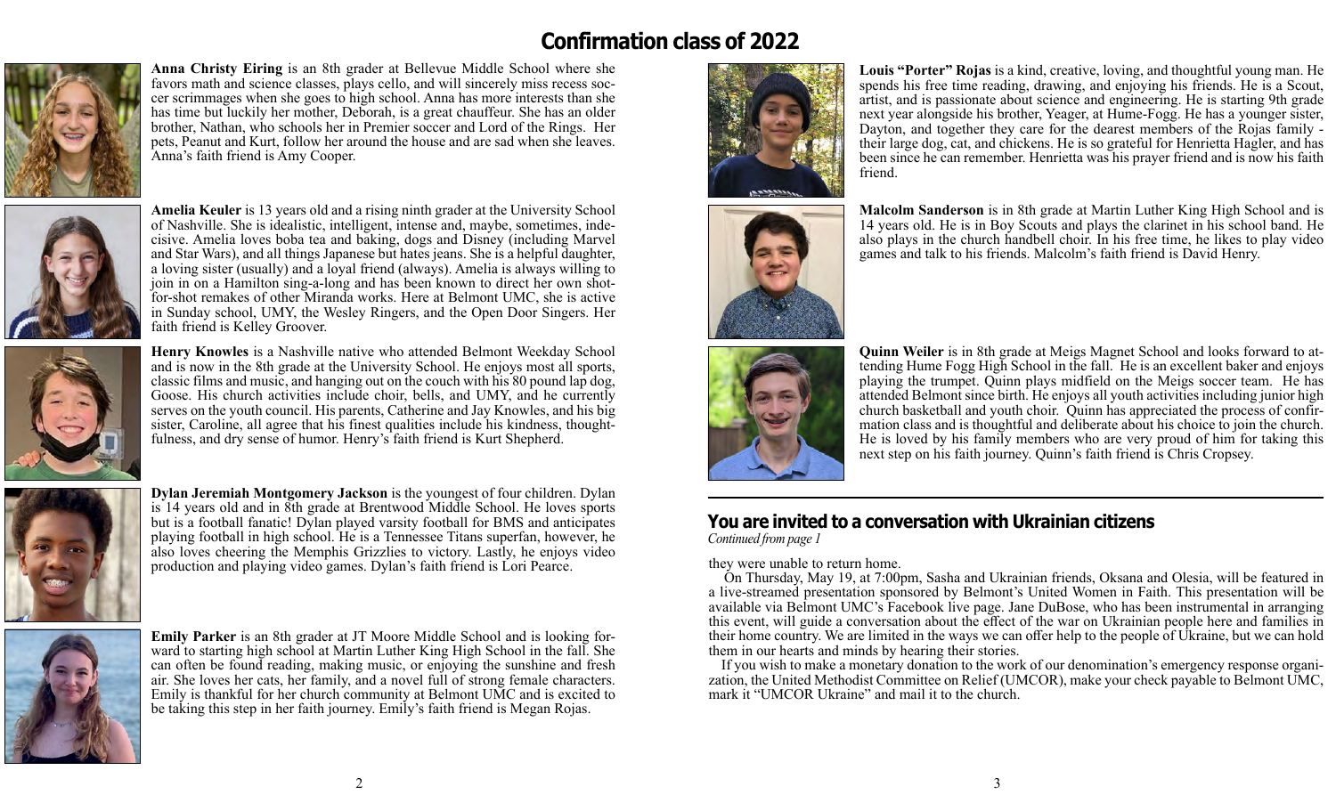# Confirmation class of 2022

**Anna Christy Eiring** is an 8th grader at Bellevue Middle School where she favors math and science classes, plays cello, and will sincerely miss recess soccer scrimmages when she goes to high school. Anna has more interests than she has time but luckily her mother, Deborah, is a great chauffeur. She has an older brother, Nathan, who schools her in Premier soccer and Lord of the Rings. Her pets, Peanut and Kurt, follow her around the house and are sad when she leaves. Anna's faith friend is Amy Cooper.

**Amelia Keuler** is 13 years old and a rising ninth grader at the University School of Nashville. She is idealistic, intelligent, intense and, maybe, sometimes, indecisive. Amelia loves boba tea and baking, dogs and Disney (including Marvel and Star Wars), and all things Japanese but hates jeans. She is a helpful daughter, a loving sister (usually) and a loyal friend (always). Amelia is always willing to join in on a Hamilton sing-a-long and has been known to direct her own shot-for-shot remakes of other Miranda works. Here at Belmont UMC, she is active in Sunday school, UMY, the Wesley Ringers, and the Open Door Singers. Her faith friend is Kelley Groover.

**Henry Knowles** is a Nashville native who attended Belmont Weekday School and is now in the 8th grade at the University School. He enjoys most all sports, classic films and music, and hanging out on the couch with his 80 pound lap dog, Goose. His church activities include choir, bells, and UMY, and he currently serves on the youth council. His parents, Catherine and Jay Knowles, and his big sister, Caroline, all agree that his finest qualities include his kindness, thoughtfulness, and dry sense of humor. Henry's faith friend is Kurt Shepherd.

**Dylan Jeremiah Montgomery Jackson** is the youngest of four children. Dylan is 14 years old and in 8th grade at Brentwood Middle School. He loves sports but is a football fanatic! Dylan played varsity football for BMS and anticipates playing football in high school. He is a Tennessee Titans superfan, however, he also loves cheering the Memphis Grizzlies to victory. Lastly, he enjoys video production and playing video games. Dylan's faith friend is Lori Pearce.

**Emily Parker** is an 8th grader at JT Moore Middle School and is looking forward to starting high school at Martin Luther King High School in the fall. She can often be found reading, making music, or enjoying the sunshine and fresh air. She loves her cats, her family, and a novel full of strong female characters. Emily is thankful for her church community at Belmont UMC and is excited to be taking this step in her faith journey. Emily's faith friend is Megan Rojas.

**Louis "Porter" Rojas** is a kind, creative, loving, and thoughtful young man. He spends his free time reading, drawing, and enjoying his friends. He is a Scout, artist, and is passionate about science and engineering. He is starting 9th grade next year alongside his brother, Yeager, at Hume-Fogg. He has a younger sister, Dayton, and together they care for the dearest members of the Rojas family - their large dog, cat, and chickens. He is so grateful for Henrietta Hagler, and has been since he can remember. Henrietta was his prayer friend and is now his faith friend.

**Malcolm Sanderson** is in 8th grade at Martin Luther King High School and is 14 years old. He is in Boy Scouts and plays the clarinet in his school band. He also plays in the church handbell choir. In his free time, he likes to play video games and talk to his friends. Malcolm's faith friend is David Henry.

**Quinn Weiler** is in 8th grade at Meigs Magnet School and looks forward to attending Hume Fogg High School in the fall. He is an excellent baker and enjoys playing the trumpet. Quinn plays midfield on the Meigs soccer team. He has attended Belmont since birth. He enjoys all youth activities including junior high church basketball and youth choir. Quinn has appreciated the process of confirmation class and is thoughtful and deliberate about his choice to join the church. He is loved by his family members who are very proud of him for taking this next step on his faith journey. Quinn's faith friend is Chris Cropsey.

## You are invited to a conversation with Ukrainian citizens

*Continued from page 1*

they were unable to return home.

On Thursday, May 19, at 7:00pm, Sasha and Ukrainian friends, Oksana and Olesia, will be featured in a live-streamed presentation sponsored by Belmont's United Women in Faith. This presentation will be available via Belmont UMC's Facebook live page. Jane DuBose, who has been instrumental in arranging this event, will guide a conversation about the effect of the war on Ukrainian people here and families in their home country. We are limited in the ways we can offer help to the people of Ukraine, but we can hold them in our hearts and minds by hearing their stories.

If you wish to make a monetary donation to the work of our denomination's emergency response organization, the United Methodist Committee on Relief (UMCOR), make your check payable to Belmont UMC, mark it "UMCOR Ukraine" and mail it to the church.